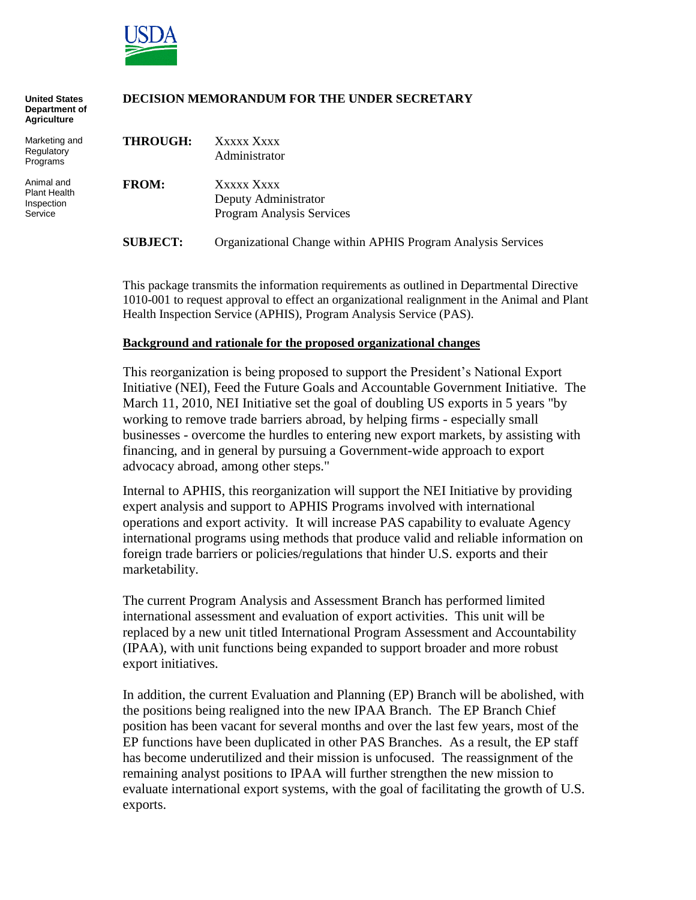United States Department of Agriculture

Marketing and Regulatory Programs

Animal and Plant Health Inspection Service

**DECISION MEMORANDUM FOR THE UNDER SECRETARY**

**THROUGH:** Xxxxx Xxxx
Administrator

**FROM:** Xxxxx Xxxx
Deputy Administrator
Program Analysis Services

**SUBJECT:** Organizational Change within APHIS Program Analysis Services

This package transmits the information requirements as outlined in Departmental Directive 1010-001 to request approval to effect an organizational realignment in the Animal and Plant Health Inspection Service (APHIS), Program Analysis Service (PAS).

**Background and rationale for the proposed organizational changes**

This reorganization is being proposed to support the President's National Export Initiative (NEI), Feed the Future Goals and Accountable Government Initiative. The March 11, 2010, NEI Initiative set the goal of doubling US exports in 5 years "by working to remove trade barriers abroad, by helping firms - especially small businesses - overcome the hurdles to entering new export markets, by assisting with financing, and in general by pursuing a Government-wide approach to export advocacy abroad, among other steps."

Internal to APHIS, this reorganization will support the NEI Initiative by providing expert analysis and support to APHIS Programs involved with international operations and export activity. It will increase PAS capability to evaluate Agency international programs using methods that produce valid and reliable information on foreign trade barriers or policies/regulations that hinder U.S. exports and their marketability.

The current Program Analysis and Assessment Branch has performed limited international assessment and evaluation of export activities. This unit will be replaced by a new unit titled International Program Assessment and Accountability (IPAA), with unit functions being expanded to support broader and more robust export initiatives.

In addition, the current Evaluation and Planning (EP) Branch will be abolished, with the positions being realigned into the new IPAA Branch. The EP Branch Chief position has been vacant for several months and over the last few years, most of the EP functions have been duplicated in other PAS Branches. As a result, the EP staff has become underutilized and their mission is unfocused. The reassignment of the remaining analyst positions to IPAA will further strengthen the new mission to evaluate international export systems, with the goal of facilitating the growth of U.S. exports.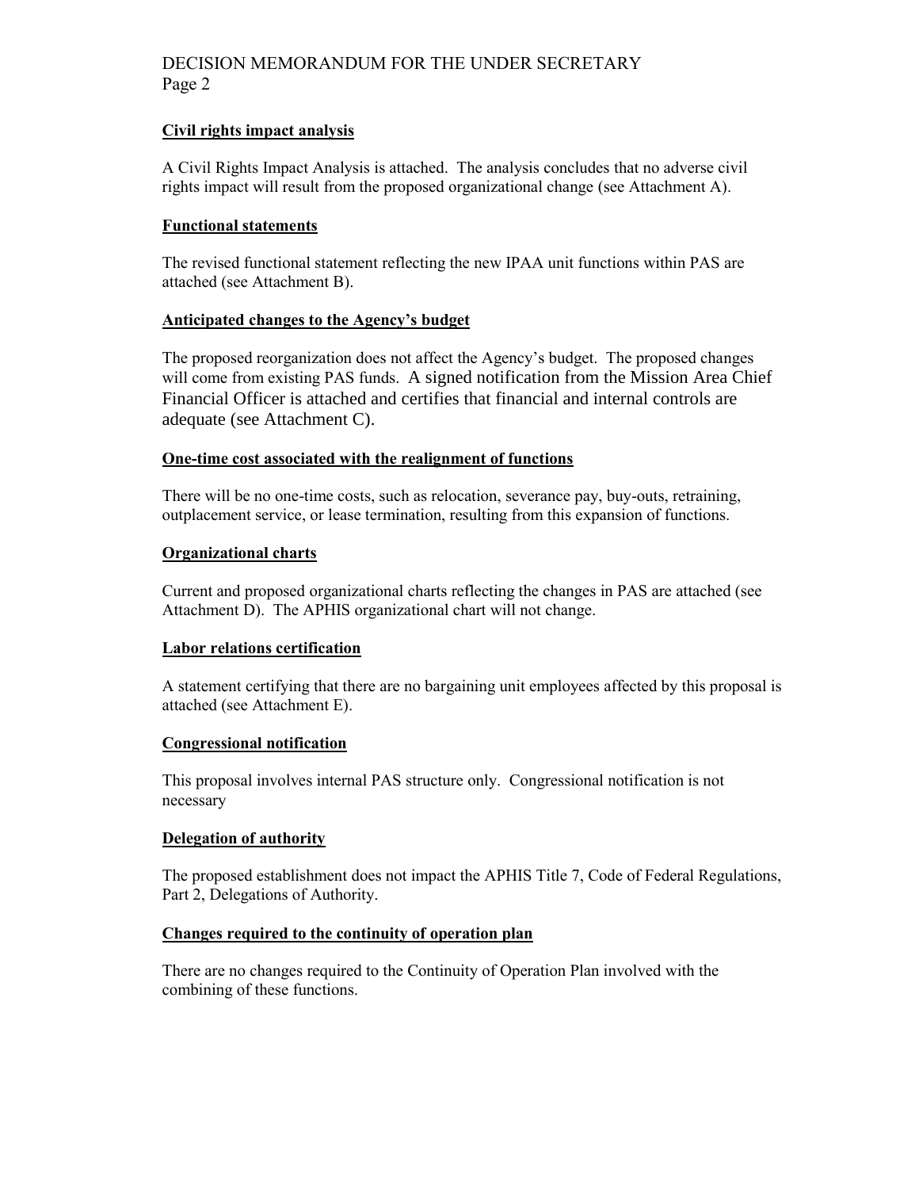**Civil rights impact analysis**

A Civil Rights Impact Analysis is attached. The analysis concludes that no adverse civil rights impact will result from the proposed organizational change (see Attachment A).

**Functional statements**

The revised functional statement reflecting the new IPAA unit functions within PAS are attached (see Attachment B).

**Anticipated changes to the Agency's budget**

The proposed reorganization does not affect the Agency's budget. The proposed changes will come from existing PAS funds. A signed notification from the Mission Area Chief Financial Officer is attached and certifies that financial and internal controls are adequate (see Attachment C).

**One-time cost associated with the realignment of functions**

There will be no one-time costs, such as relocation, severance pay, buy-outs, retraining, outplacement service, or lease termination, resulting from this expansion of functions.

**Organizational charts**

Current and proposed organizational charts reflecting the changes in PAS are attached (see Attachment D). The APHIS organizational chart will not change.

**Labor relations certification**

A statement certifying that there are no bargaining unit employees affected by this proposal is attached (see Attachment E).

**Congressional notification**

This proposal involves internal PAS structure only. Congressional notification is not necessary

**Delegation of authority**

The proposed establishment does not impact the APHIS Title 7, Code of Federal Regulations, Part 2, Delegations of Authority.

**Changes required to the continuity of operation plan**

There are no changes required to the Continuity of Operation Plan involved with the combining of these functions.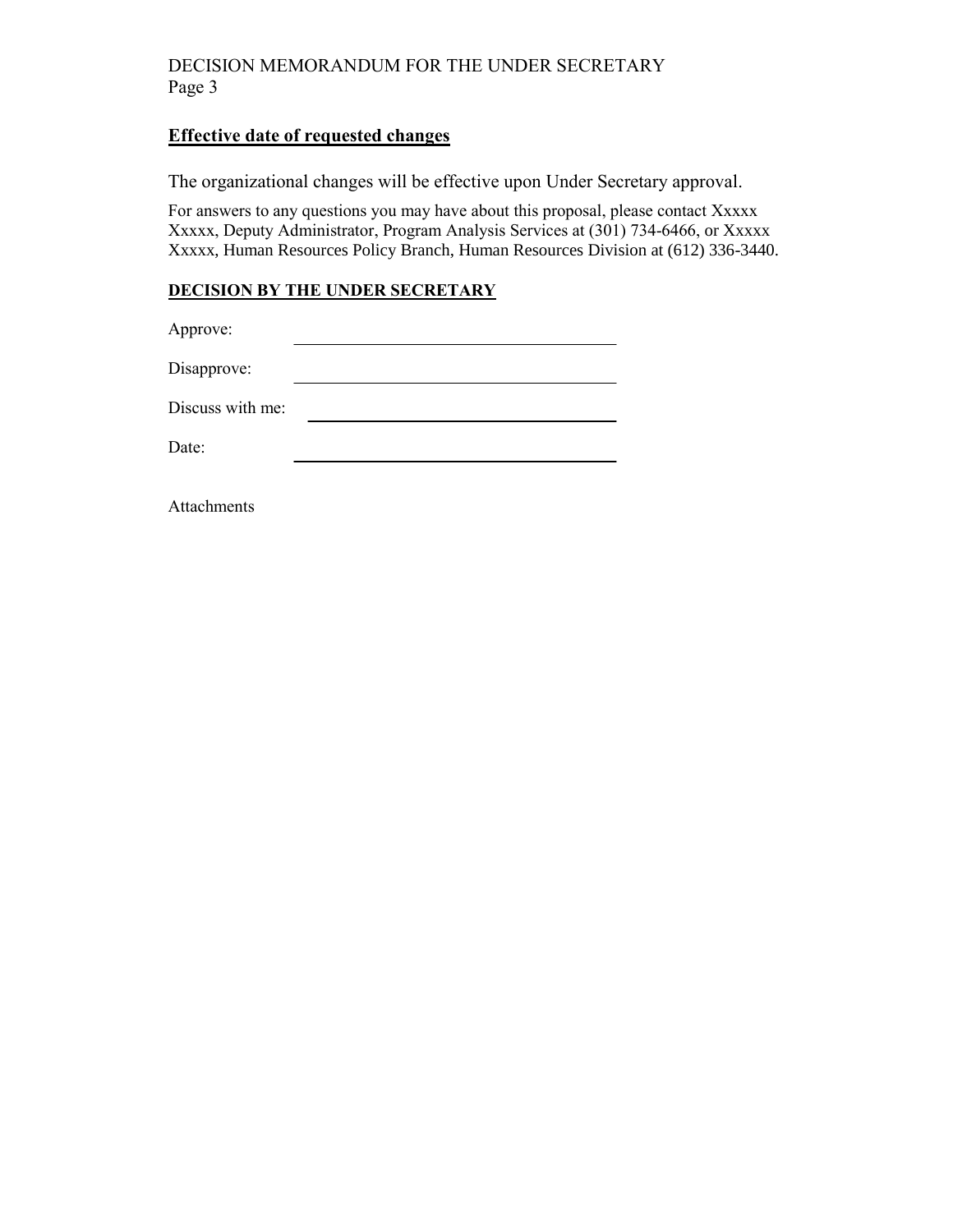## Effective date of requested changes

The organizational changes will be effective upon Under Secretary approval.

For answers to any questions you may have about this proposal, please contact Xxxxx Xxxxx, Deputy Administrator, Program Analysis Services at (301) 734-6466, or Xxxxx Xxxxx, Human Resources Policy Branch, Human Resources Division at (612) 336-3440.

## DECISION BY THE UNDER SECRETARY

Approve: ______________________________

Disapprove: ______________________________

Discuss with me: ______________________________

Date: ______________________________

Attachments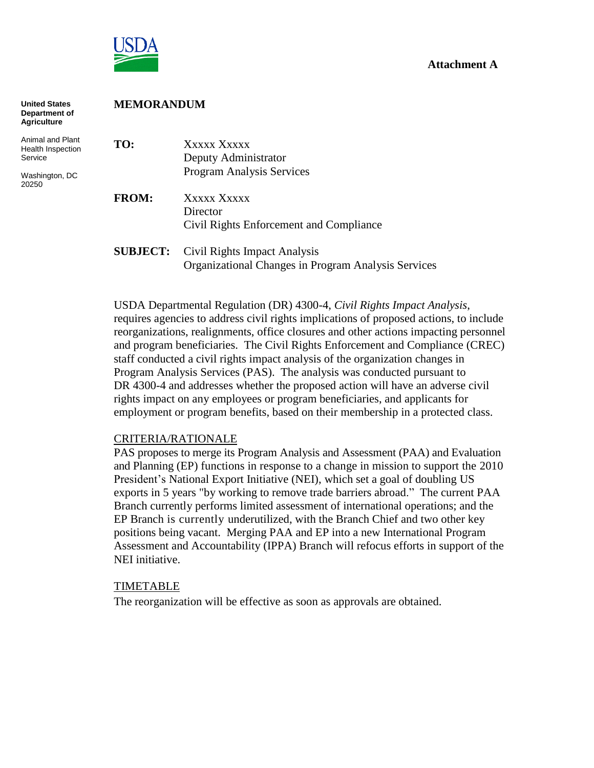**Attachment A**

**United States Department of Agriculture**

Animal and Plant Health Inspection Service

Washington, DC 20250

**MEMORANDUM**

**TO:** Xxxxx Xxxxx
Deputy Administrator
Program Analysis Services

**FROM:** Xxxxx Xxxxx
Director
Civil Rights Enforcement and Compliance

**SUBJECT:** Civil Rights Impact Analysis
Organizational Changes in Program Analysis Services

USDA Departmental Regulation (DR) 4300-4, *Civil Rights Impact Analysis*, requires agencies to address civil rights implications of proposed actions, to include reorganizations, realignments, office closures and other actions impacting personnel and program beneficiaries. The Civil Rights Enforcement and Compliance (CREC) staff conducted a civil rights impact analysis of the organization changes in Program Analysis Services (PAS). The analysis was conducted pursuant to DR 4300-4 and addresses whether the proposed action will have an adverse civil rights impact on any employees or program beneficiaries, and applicants for employment or program benefits, based on their membership in a protected class.

CRITERIA/RATIONALE

PAS proposes to merge its Program Analysis and Assessment (PAA) and Evaluation and Planning (EP) functions in response to a change in mission to support the 2010 President's National Export Initiative (NEI), which set a goal of doubling US exports in 5 years "by working to remove trade barriers abroad." The current PAA Branch currently performs limited assessment of international operations; and the EP Branch is currently underutilized, with the Branch Chief and two other key positions being vacant. Merging PAA and EP into a new International Program Assessment and Accountability (IPPA) Branch will refocus efforts in support of the NEI initiative.

TIMETABLE

The reorganization will be effective as soon as approvals are obtained.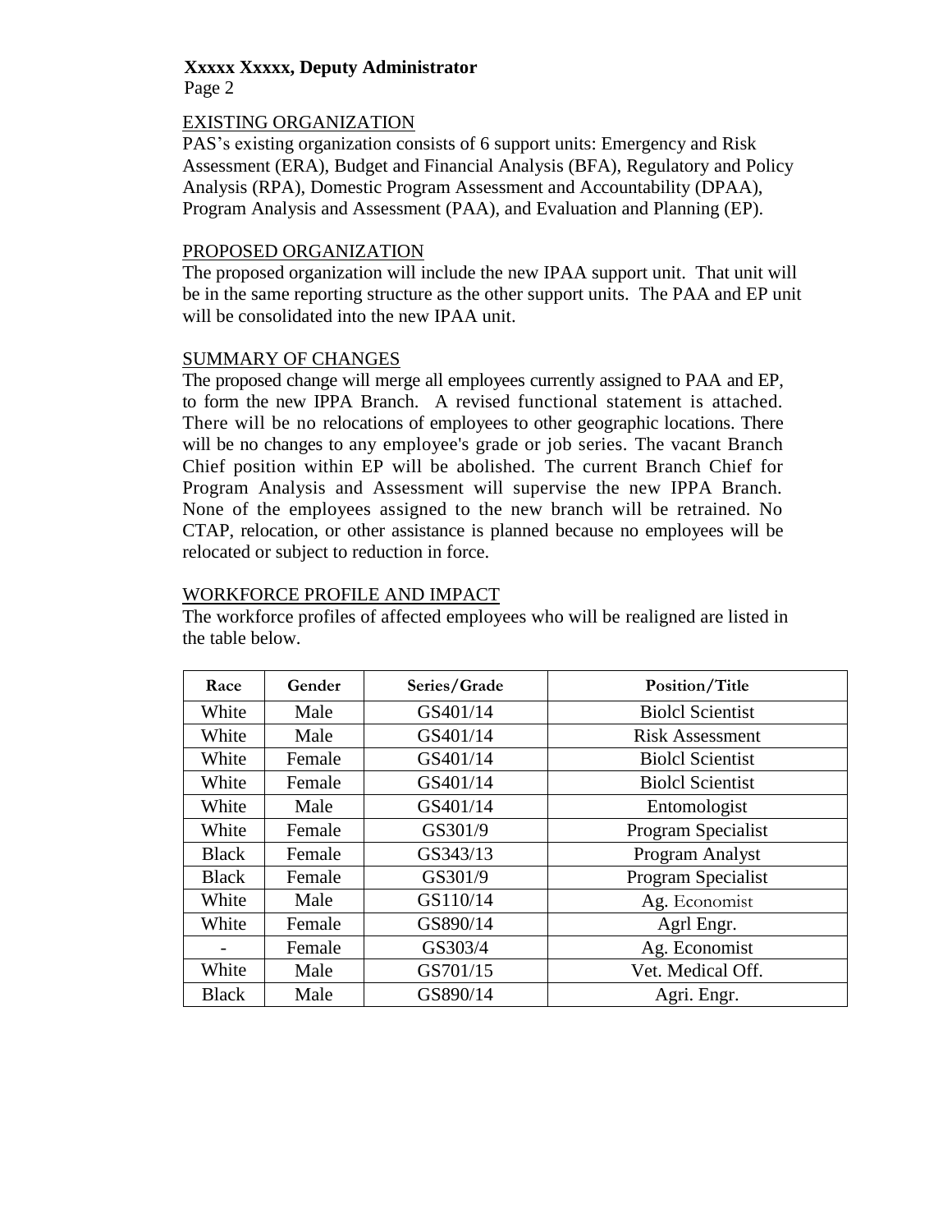## EXISTING ORGANIZATION

PAS's existing organization consists of 6 support units: Emergency and Risk Assessment (ERA), Budget and Financial Analysis (BFA), Regulatory and Policy Analysis (RPA), Domestic Program Assessment and Accountability (DPAA), Program Analysis and Assessment (PAA), and Evaluation and Planning (EP).

## PROPOSED ORGANIZATION

The proposed organization will include the new IPAA support unit. That unit will be in the same reporting structure as the other support units. The PAA and EP unit will be consolidated into the new IPAA unit.

## SUMMARY OF CHANGES

The proposed change will merge all employees currently assigned to PAA and EP, to form the new IPPA Branch. A revised functional statement is attached. There will be no relocations of employees to other geographic locations. There will be no changes to any employee's grade or job series. The vacant Branch Chief position within EP will be abolished. The current Branch Chief for Program Analysis and Assessment will supervise the new IPPA Branch. None of the employees assigned to the new branch will be retrained. No CTAP, relocation, or other assistance is planned because no employees will be relocated or subject to reduction in force.

## WORKFORCE PROFILE AND IMPACT

The workforce profiles of affected employees who will be realigned are listed in the table below.

| Race | Gender | Series/Grade | Position/Title |
|---|---|---|---|
| White | Male | GS401/14 | Biolcl Scientist |
| White | Male | GS401/14 | Risk Assessment |
| White | Female | GS401/14 | Biolcl Scientist |
| White | Female | GS401/14 | Biolcl Scientist |
| White | Male | GS401/14 | Entomologist |
| White | Female | GS301/9 | Program Specialist |
| Black | Female | GS343/13 | Program Analyst |
| Black | Female | GS301/9 | Program Specialist |
| White | Male | GS110/14 | Ag. Economist |
| White | Female | GS890/14 | Agrl Engr. |
| - | Female | GS303/4 | Ag. Economist |
| White | Male | GS701/15 | Vet. Medical Off. |
| Black | Male | GS890/14 | Agri. Engr. |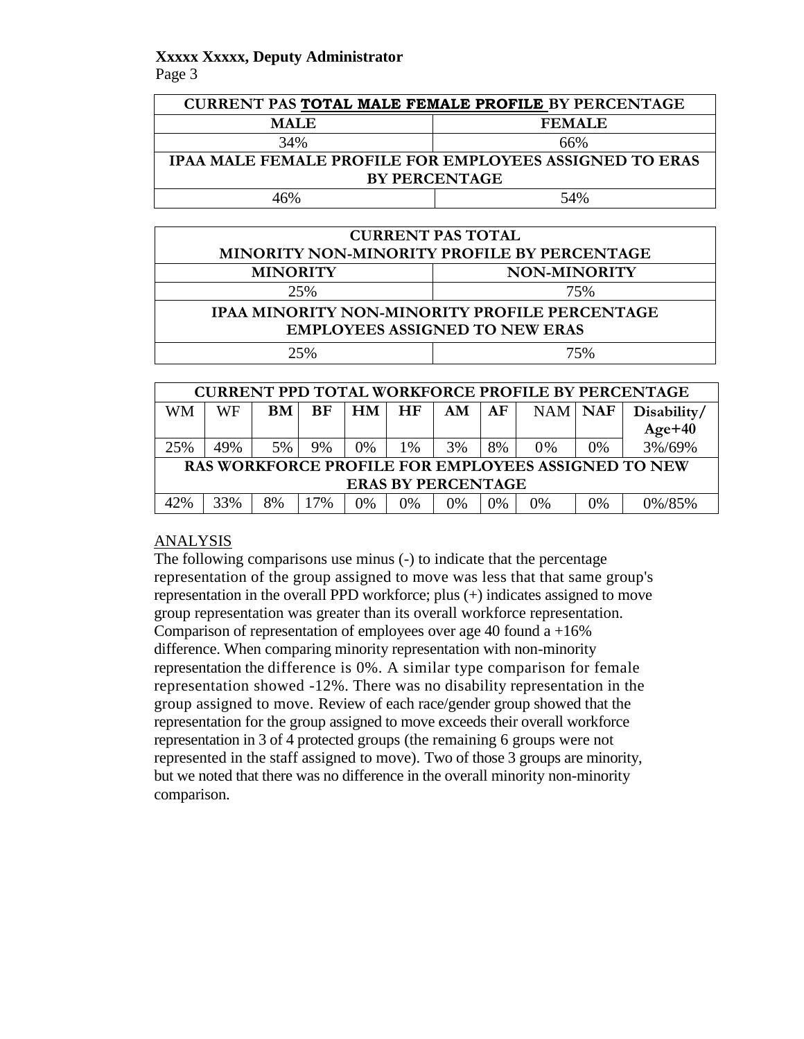**Xxxxx Xxxxx, Deputy Administrator**

| CURRENT PAS **TOTAL MALE FEMALE PROFILE** BY PERCENTAGE | |
|---|---|
| **MALE** | **FEMALE** |
| 34% | 66% |
| **IPAA MALE FEMALE PROFILE FOR EMPLOYEES ASSIGNED TO ERAS BY PERCENTAGE** | |
| 46% | 54% |

| CURRENT PAS TOTAL MINORITY NON-MINORITY PROFILE BY PERCENTAGE | |
|---|---|
| **MINORITY** | **NON-MINORITY** |
| 25% | 75% |
| **IPAA MINORITY NON-MINORITY PROFILE PERCENTAGE EMPLOYEES ASSIGNED TO NEW ERAS** | |
| 25% | 75% |

| CURRENT PPD TOTAL WORKFORCE PROFILE BY PERCENTAGE | | | | | | | | | | |
|---|---|---|---|---|---|---|---|---|---|---|
| WM | WF | **BM** | **BF** | **HM** | **HF** | **AM** | **AF** | NAM | **NAF** | **Disability/ Age+40** |
| 25% | 49% | 5% | 9% | 0% | 1% | 3% | 8% | 0% | 0% | 3%/69% |
| **RAS WORKFORCE PROFILE FOR EMPLOYEES ASSIGNED TO NEW ERAS BY PERCENTAGE** | | | | | | | | | | |
| 42% | 33% | 8% | 17% | 0% | 0% | 0% | 0% | 0% | 0% | 0%/85% |

ANALYSIS

The following comparisons use minus (-) to indicate that the percentage representation of the group assigned to move was less that that same group's representation in the overall PPD workforce; plus (+) indicates assigned to move group representation was greater than its overall workforce representation. Comparison of representation of employees over age 40 found a +16% difference. When comparing minority representation with non-minority representation the difference is 0%. A similar type comparison for female representation showed -12%. There was no disability representation in the group assigned to move. Review of each race/gender group showed that the representation for the group assigned to move exceeds their overall workforce representation in 3 of 4 protected groups (the remaining 6 groups were not represented in the staff assigned to move). Two of those 3 groups are minority, but we noted that there was no difference in the overall minority non-minority comparison.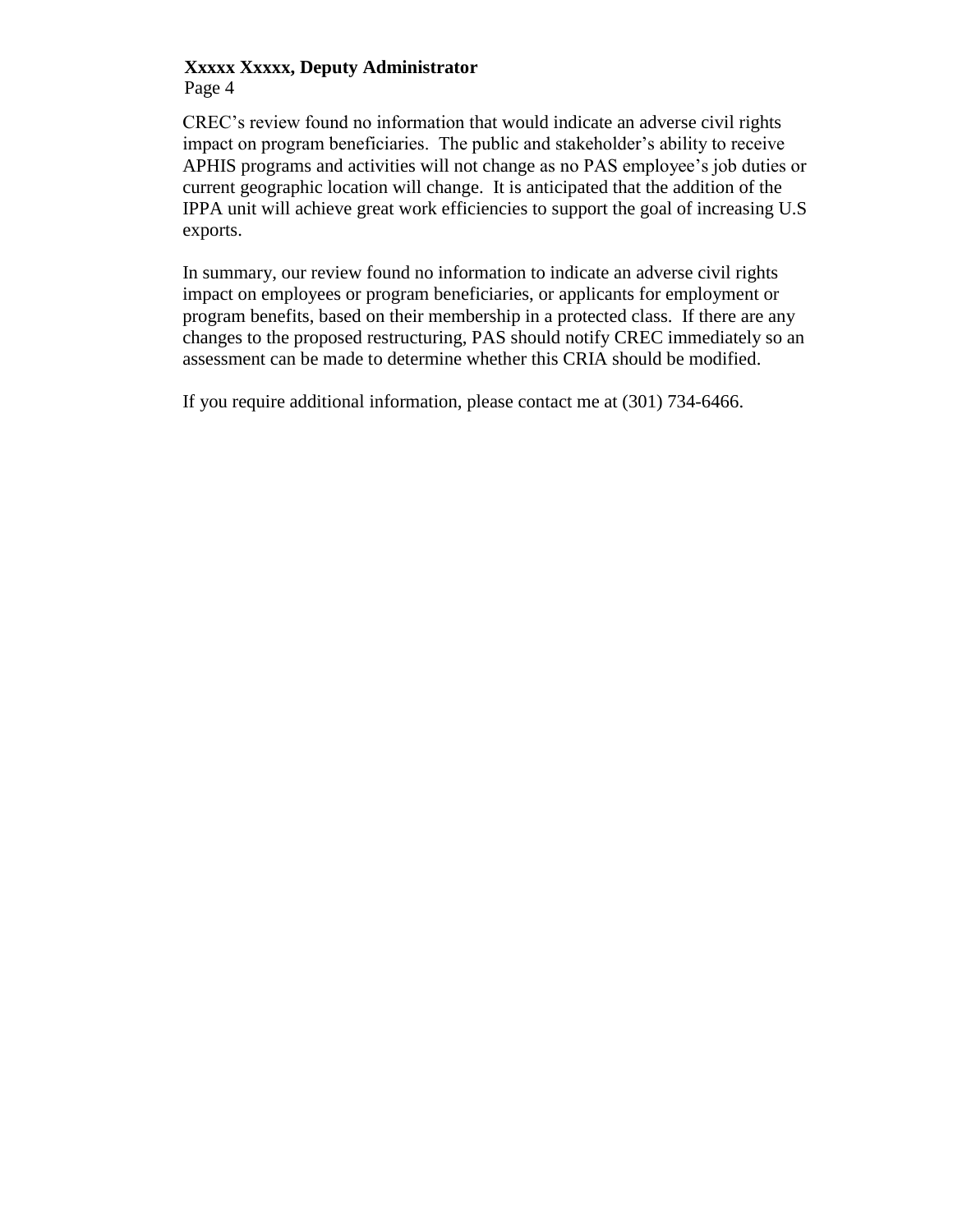CREC's review found no information that would indicate an adverse civil rights impact on program beneficiaries. The public and stakeholder's ability to receive APHIS programs and activities will not change as no PAS employee's job duties or current geographic location will change. It is anticipated that the addition of the IPPA unit will achieve great work efficiencies to support the goal of increasing U.S exports.

In summary, our review found no information to indicate an adverse civil rights impact on employees or program beneficiaries, or applicants for employment or program benefits, based on their membership in a protected class. If there are any changes to the proposed restructuring, PAS should notify CREC immediately so an assessment can be made to determine whether this CRIA should be modified.

If you require additional information, please contact me at (301) 734-6466.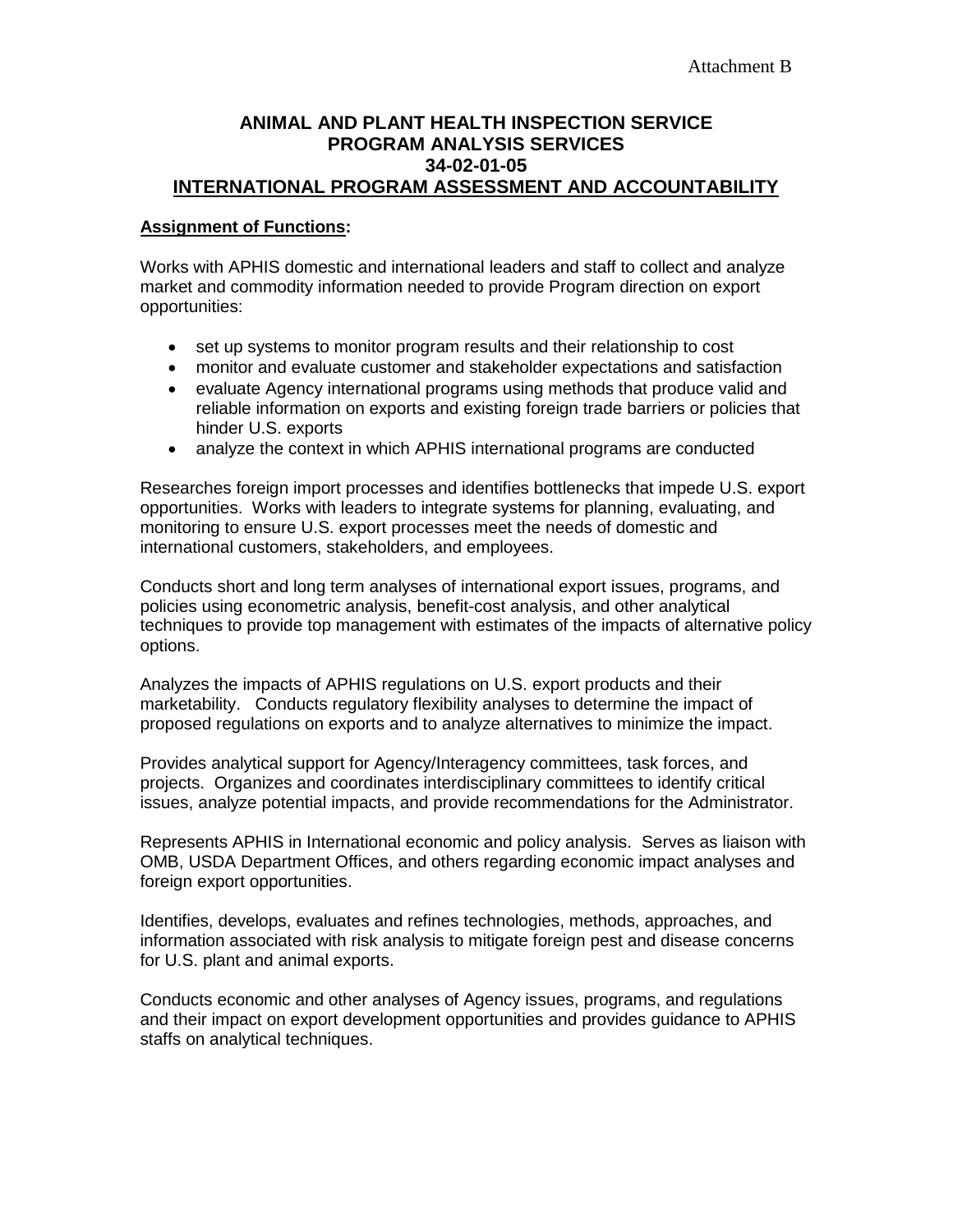Attachment B

**ANIMAL AND PLANT HEALTH INSPECTION SERVICE**
**PROGRAM ANALYSIS SERVICES**
**34-02-01-05**
**INTERNATIONAL PROGRAM ASSESSMENT AND ACCOUNTABILITY**

**Assignment of Functions:**

Works with APHIS domestic and international leaders and staff to collect and analyze market and commodity information needed to provide Program direction on export opportunities:

- set up systems to monitor program results and their relationship to cost
- monitor and evaluate customer and stakeholder expectations and satisfaction
- evaluate Agency international programs using methods that produce valid and reliable information on exports and existing foreign trade barriers or policies that hinder U.S. exports
- analyze the context in which APHIS international programs are conducted

Researches foreign import processes and identifies bottlenecks that impede U.S. export opportunities. Works with leaders to integrate systems for planning, evaluating, and monitoring to ensure U.S. export processes meet the needs of domestic and international customers, stakeholders, and employees.

Conducts short and long term analyses of international export issues, programs, and policies using econometric analysis, benefit-cost analysis, and other analytical techniques to provide top management with estimates of the impacts of alternative policy options.

Analyzes the impacts of APHIS regulations on U.S. export products and their marketability. Conducts regulatory flexibility analyses to determine the impact of proposed regulations on exports and to analyze alternatives to minimize the impact.

Provides analytical support for Agency/Interagency committees, task forces, and projects. Organizes and coordinates interdisciplinary committees to identify critical issues, analyze potential impacts, and provide recommendations for the Administrator.

Represents APHIS in International economic and policy analysis. Serves as liaison with OMB, USDA Department Offices, and others regarding economic impact analyses and foreign export opportunities.

Identifies, develops, evaluates and refines technologies, methods, approaches, and information associated with risk analysis to mitigate foreign pest and disease concerns for U.S. plant and animal exports.

Conducts economic and other analyses of Agency issues, programs, and regulations and their impact on export development opportunities and provides guidance to APHIS staffs on analytical techniques.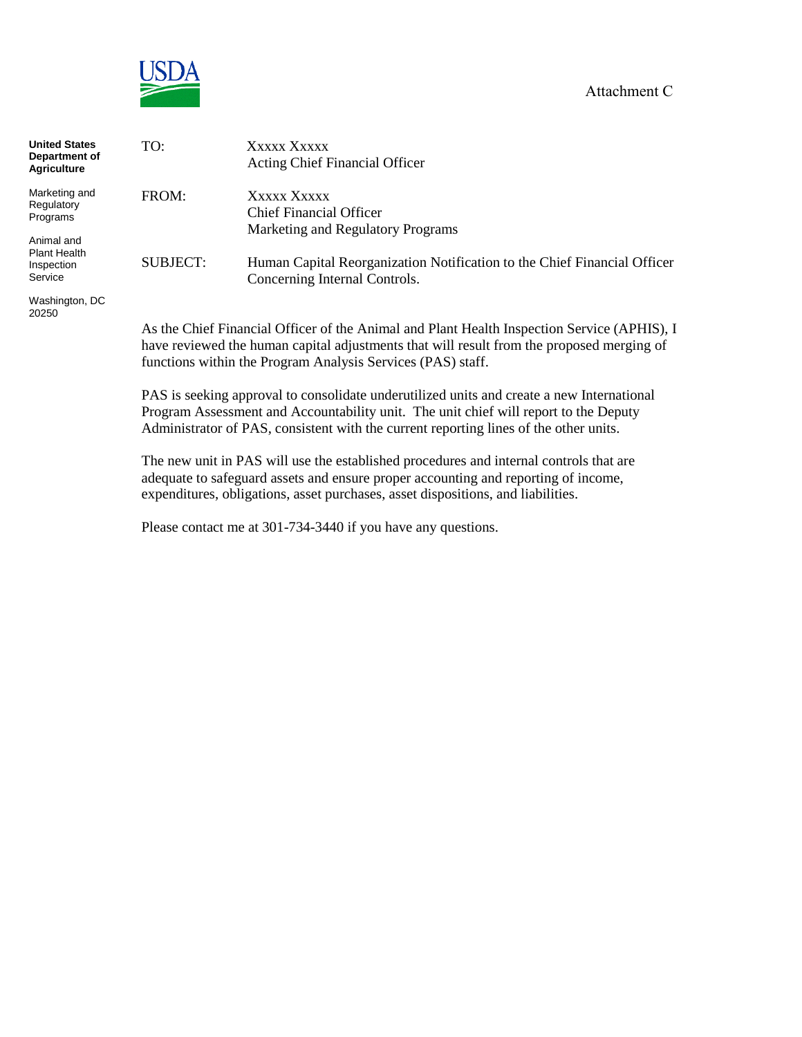Attachment C

**United States Department of Agriculture**

Marketing and Regulatory Programs

Animal and Plant Health Inspection Service

Washington, DC 20250

TO: Xxxxx Xxxxx
Acting Chief Financial Officer

FROM: Xxxxx Xxxxx
Chief Financial Officer
Marketing and Regulatory Programs

SUBJECT: Human Capital Reorganization Notification to the Chief Financial Officer Concerning Internal Controls.

As the Chief Financial Officer of the Animal and Plant Health Inspection Service (APHIS), I have reviewed the human capital adjustments that will result from the proposed merging of functions within the Program Analysis Services (PAS) staff.

PAS is seeking approval to consolidate underutilized units and create a new International Program Assessment and Accountability unit. The unit chief will report to the Deputy Administrator of PAS, consistent with the current reporting lines of the other units.

The new unit in PAS will use the established procedures and internal controls that are adequate to safeguard assets and ensure proper accounting and reporting of income, expenditures, obligations, asset purchases, asset dispositions, and liabilities.

Please contact me at 301-734-3440 if you have any questions.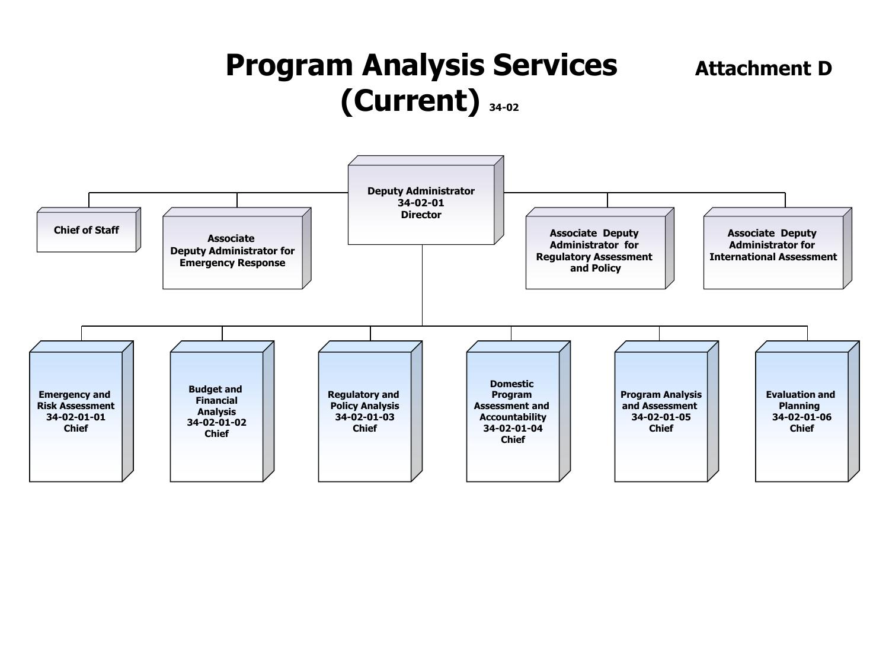# Program Analysis Services (Current) 34-02

**Attachment D**

- **Deputy Administrator 34-02-01 Director**
  - **Chief of Staff**
  - **Associate Deputy Administrator for Emergency Response**
  - **Associate Deputy Administrator for Regulatory Assessment and Policy**
  - **Associate Deputy Administrator for International Assessment**
  - **Emergency and Risk Assessment 34-02-01-01 Chief**
  - **Budget and Financial Analysis 34-02-01-02 Chief**
  - **Regulatory and Policy Analysis 34-02-01-03 Chief**
  - **Domestic Program Assessment and Accountability 34-02-01-04 Chief**
  - **Program Analysis and Assessment 34-02-01-05 Chief**
  - **Evaluation and Planning 34-02-01-06 Chief**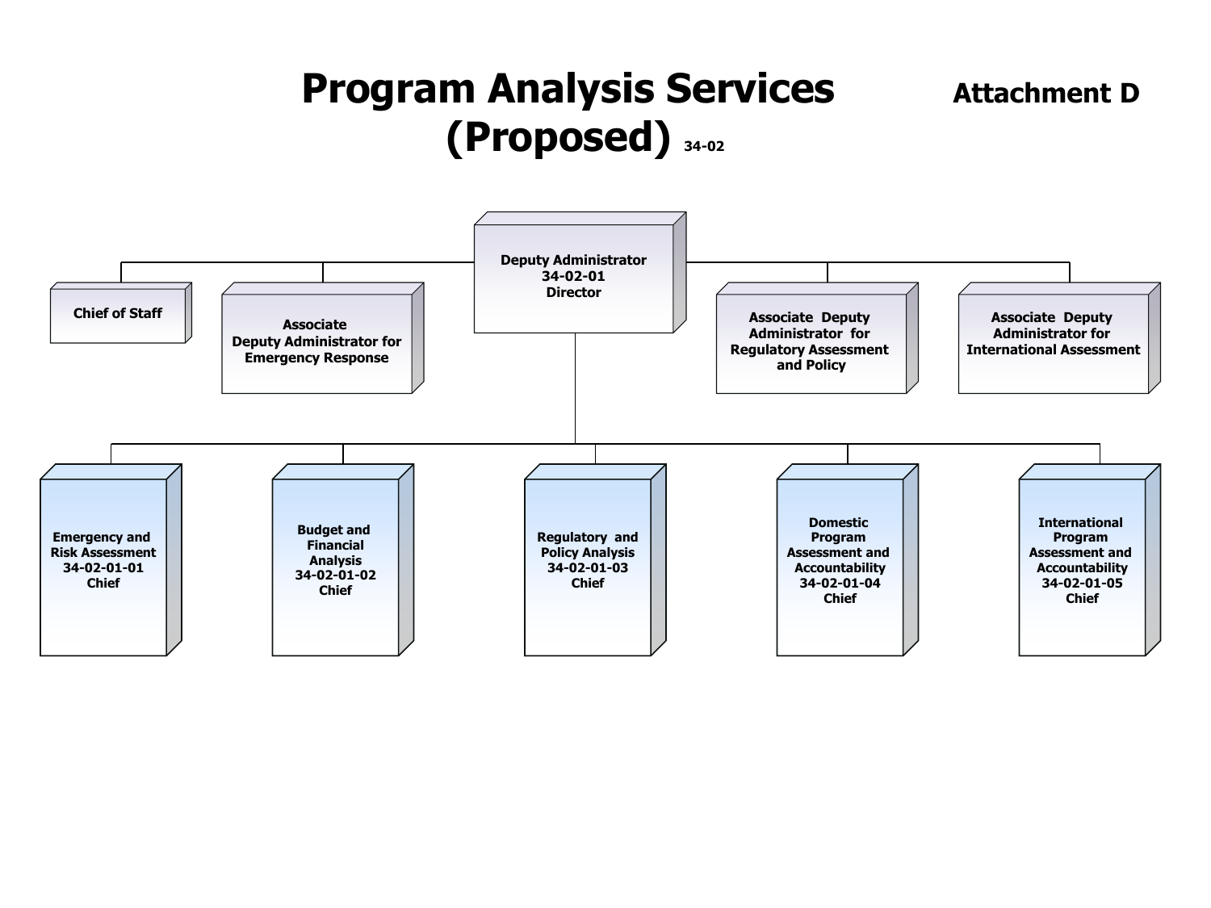# Program Analysis Services (Proposed) 34-02

**Attachment D**

**Deputy Administrator**
34-02-01
Director

- **Chief of Staff**
- **Associate Deputy Administrator for Emergency Response**
- **Associate Deputy Administrator for Regulatory Assessment and Policy**
- **Associate Deputy Administrator for International Assessment**

Divisions:

- **Emergency and Risk Assessment**
  34-02-01-01
  Chief
- **Budget and Financial Analysis**
  34-02-01-02
  Chief
- **Regulatory and Policy Analysis**
  34-02-01-03
  Chief
- **Domestic Program Assessment and Accountability**
  34-02-01-04
  Chief
- **International Program Assessment and Accountability**
  34-02-01-05
  Chief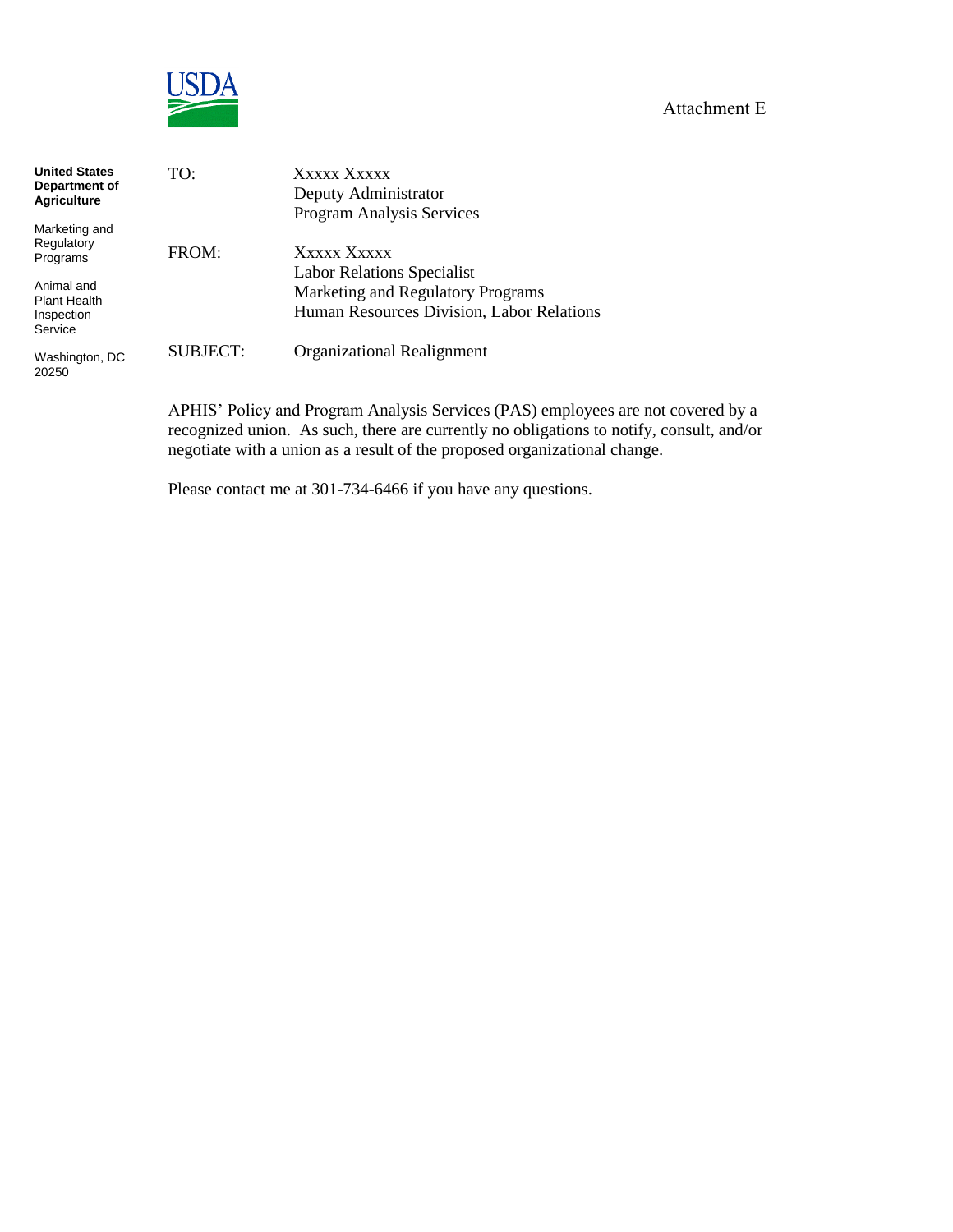Attachment E

**United States Department of Agriculture**

Marketing and Regulatory Programs

Animal and Plant Health Inspection Service

Washington, DC 20250

TO: Xxxxx Xxxxx
Deputy Administrator
Program Analysis Services

FROM: Xxxxx Xxxxx
Labor Relations Specialist
Marketing and Regulatory Programs
Human Resources Division, Labor Relations

SUBJECT: Organizational Realignment

APHIS' Policy and Program Analysis Services (PAS) employees are not covered by a recognized union. As such, there are currently no obligations to notify, consult, and/or negotiate with a union as a result of the proposed organizational change.

Please contact me at 301-734-6466 if you have any questions.